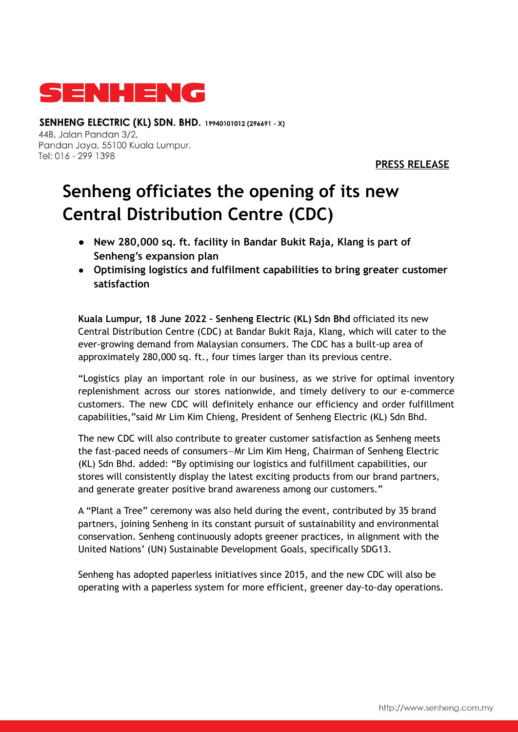SENHENG

**SENHENG ELECTRIC (KL) SDN. BHD.** 19940101012 (296691 - X)
44B, Jalan Pandan 3/2,
Pandan Jaya, 55100 Kuala Lumpur.
Tel: 016 - 299 1398

**PRESS RELEASE**

# Senheng officiates the opening of its new Central Distribution Centre (CDC)

- **New 280,000 sq. ft. facility in Bandar Bukit Raja, Klang is part of Senheng's expansion plan**
- **Optimising logistics and fulfilment capabilities to bring greater customer satisfaction**

**Kuala Lumpur, 18 June 2022 - Senheng Electric (KL) Sdn Bhd** officiated its new Central Distribution Centre (CDC) at Bandar Bukit Raja, Klang, which will cater to the ever-growing demand from Malaysian consumers. The CDC has a built-up area of approximately 280,000 sq. ft., four times larger than its previous centre.

"Logistics play an important role in our business, as we strive for optimal inventory replenishment across our stores nationwide, and timely delivery to our e-commerce customers. The new CDC will definitely enhance our efficiency and order fulfillment capabilities,"said Mr Lim Kim Chieng, President of Senheng Electric (KL) Sdn Bhd.

The new CDC will also contribute to greater customer satisfaction as Senheng meets the fast-paced needs of consumers—Mr Lim Kim Heng, Chairman of Senheng Electric (KL) Sdn Bhd. added: "By optimising our logistics and fulfillment capabilities, our stores will consistently display the latest exciting products from our brand partners, and generate greater positive brand awareness among our customers."

A "Plant a Tree" ceremony was also held during the event, contributed by 35 brand partners, joining Senheng in its constant pursuit of sustainability and environmental conservation. Senheng continuously adopts greener practices, in alignment with the United Nations' (UN) Sustainable Development Goals, specifically SDG13.

Senheng has adopted paperless initiatives since 2015, and the new CDC will also be operating with a paperless system for more efficient, greener day-to-day operations.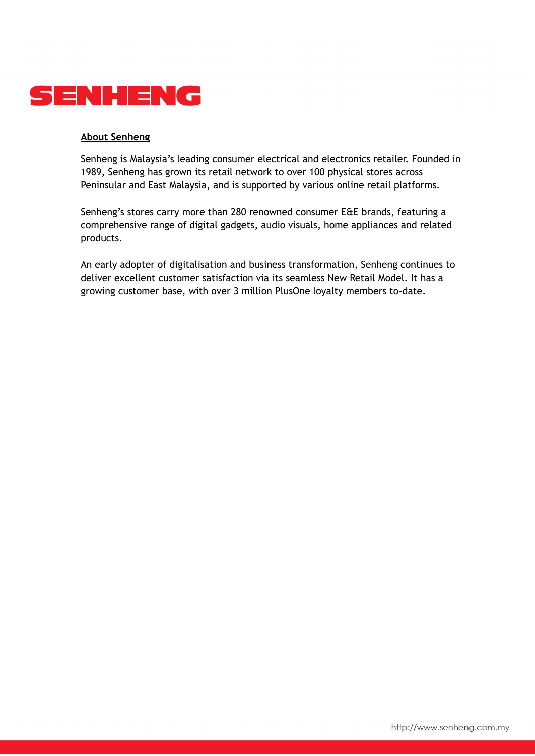# SENHENG

**About Senheng**

Senheng is Malaysia's leading consumer electrical and electronics retailer. Founded in 1989, Senheng has grown its retail network to over 100 physical stores across Peninsular and East Malaysia, and is supported by various online retail platforms.

Senheng's stores carry more than 280 renowned consumer E&E brands, featuring a comprehensive range of digital gadgets, audio visuals, home appliances and related products.

An early adopter of digitalisation and business transformation, Senheng continues to deliver excellent customer satisfaction via its seamless New Retail Model. It has a growing customer base, with over 3 million PlusOne loyalty members to-date.

http://www.senheng.com.my